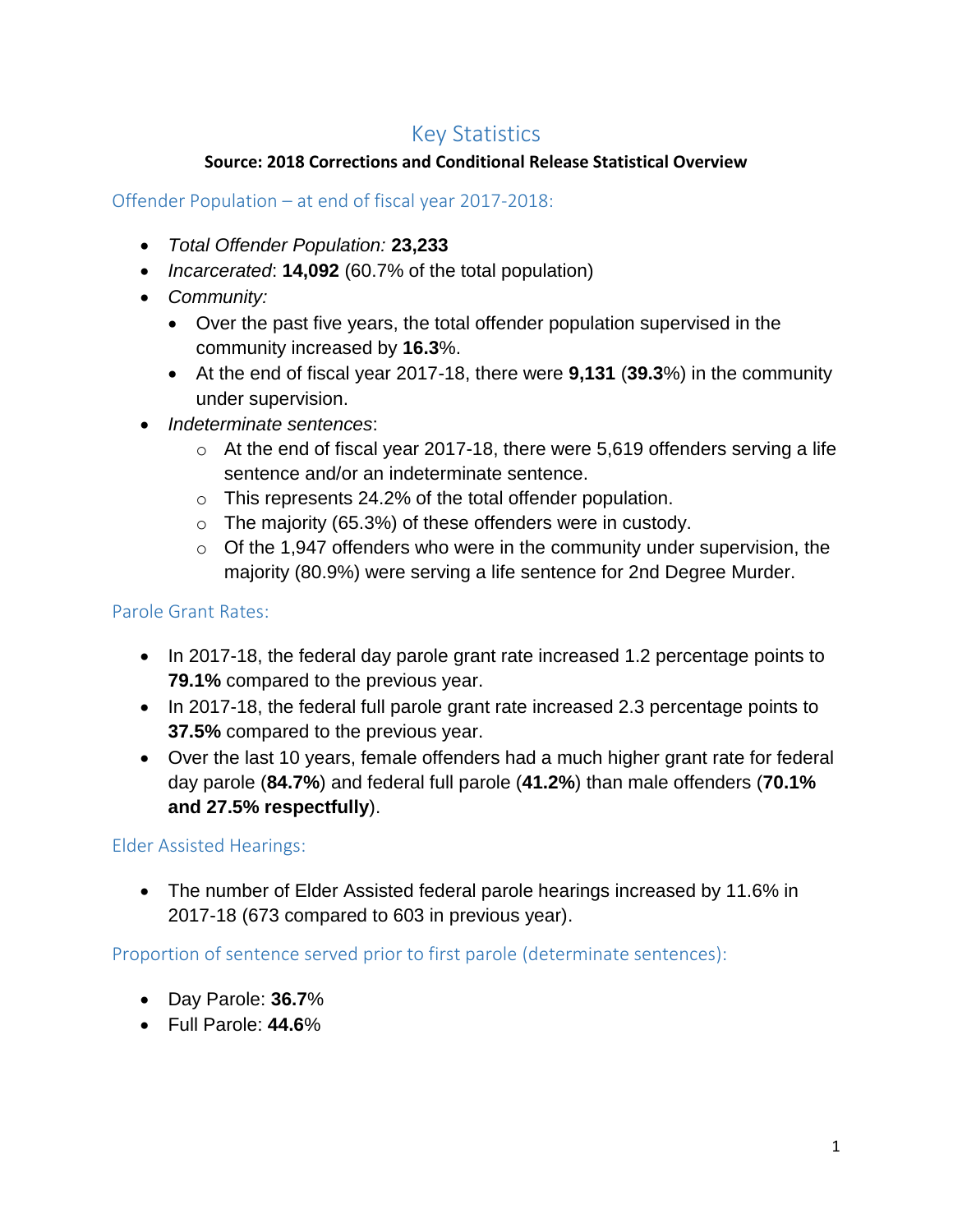# Key Statistics

**Source: 2018 Corrections and Conditional Release Statistical Overview**

## Offender Population – at end of fiscal year 2017-2018:

- *Total Offender Population:* **23,233**
- *Incarcerated*: **14,092** (60.7% of the total population)
- *Community:*
  - Over the past five years, the total offender population supervised in the community increased by **16.3**%.
  - At the end of fiscal year 2017-18, there were **9,131** (**39.3**%) in the community under supervision.
- *Indeterminate sentences*:
  - At the end of fiscal year 2017-18, there were 5,619 offenders serving a life sentence and/or an indeterminate sentence.
  - This represents 24.2% of the total offender population.
  - The majority (65.3%) of these offenders were in custody.
  - Of the 1,947 offenders who were in the community under supervision, the majority (80.9%) were serving a life sentence for 2nd Degree Murder.

## Parole Grant Rates:

- In 2017-18, the federal day parole grant rate increased 1.2 percentage points to **79.1%** compared to the previous year.
- In 2017-18, the federal full parole grant rate increased 2.3 percentage points to **37.5%** compared to the previous year.
- Over the last 10 years, female offenders had a much higher grant rate for federal day parole (**84.7%**) and federal full parole (**41.2%**) than male offenders (**70.1% and 27.5% respectfully**).

## Elder Assisted Hearings:

- The number of Elder Assisted federal parole hearings increased by 11.6% in 2017-18 (673 compared to 603 in previous year).

## Proportion of sentence served prior to first parole (determinate sentences):

- Day Parole: **36.7**%
- Full Parole: **44.6**%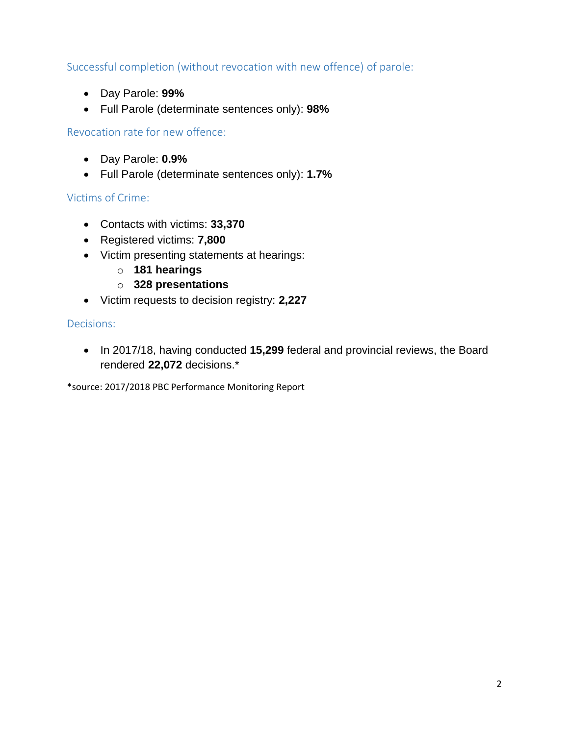### Successful completion (without revocation with new offence) of parole:

- Day Parole: **99%**
- Full Parole (determinate sentences only): **98%**

### Revocation rate for new offence:

- Day Parole: **0.9%**
- Full Parole (determinate sentences only): **1.7%**

### Victims of Crime:

- Contacts with victims: **33,370**
- Registered victims: **7,800**
- Victim presenting statements at hearings:
  - **181 hearings**
  - **328 presentations**
- Victim requests to decision registry: **2,227**

### Decisions:

- In 2017/18, having conducted **15,299** federal and provincial reviews, the Board rendered **22,072** decisions.*

*source: 2017/2018 PBC Performance Monitoring Report